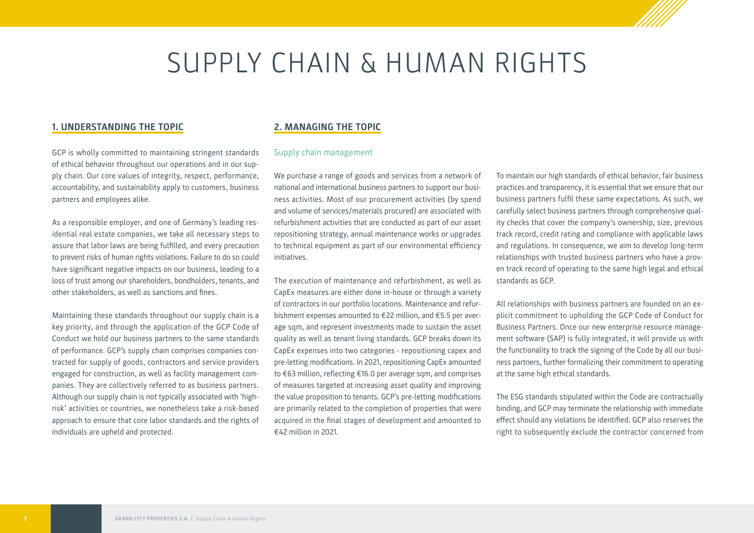# SUPPLY CHAIN & HUMAN RIGHTS

## 1. UNDERSTANDING THE TOPIC

GCP is wholly committed to maintaining stringent standards of ethical behavior throughout our operations and in our supply chain. Our core values of integrity, respect, performance, accountability, and sustainability apply to customers, business partners and employees alike.

As a responsible employer, and one of Germany's leading residential real estate companies, we take all necessary steps to assure that labor laws are being fulfilled, and every precaution to prevent risks of human rights violations. Failure to do so could have significant negative impacts on our business, leading to a loss of trust among our shareholders, bondholders, tenants, and other stakeholders, as well as sanctions and fines.

Maintaining these standards throughout our supply chain is a key priority, and through the application of the GCP Code of Conduct we hold our business partners to the same standards of performance. GCP's supply chain comprises companies contracted for supply of goods, contractors and service providers engaged for construction, as well as facility management companies. They are collectively referred to as business partners. Although our supply chain is not typically associated with 'high-risk' activities or countries, we nonetheless take a risk-based approach to ensure that core labor standards and the rights of individuals are upheld and protected.

## 2. MANAGING THE TOPIC

### Supply chain management

We purchase a range of goods and services from a network of national and international business partners to support our business activities. Most of our procurement activities (by spend and volume of services/materials procured) are associated with refurbishment activities that are conducted as part of our asset repositioning strategy, annual maintenance works or upgrades to technical equipment as part of our environmental efficiency initiatives.

The execution of maintenance and refurbishment, as well as CapEx measures are either done in-house or through a variety of contractors in our portfolio locations. Maintenance and refurbishment expenses amounted to €22 million, and €5.5 per average sqm, and represent investments made to sustain the asset quality as well as tenant living standards. GCP breaks down its CapEx expenses into two categories - repositioning capex and pre-letting modifications. In 2021, repositioning CapEx amounted to €63 million, reflecting €16.0 per average sqm, and comprises of measures targeted at increasing asset quality and improving the value proposition to tenants. GCP's pre-letting modifications are primarily related to the completion of properties that were acquired in the final stages of development and amounted to €42 million in 2021.

To maintain our high standards of ethical behavior, fair business practices and transparency, it is essential that we ensure that our business partners fulfil these same expectations. As such, we carefully select business partners through comprehensive quality checks that cover the company's ownership, size, previous track record, credit rating and compliance with applicable laws and regulations. In consequence, we aim to develop long-term relationships with trusted business partners who have a proven track record of operating to the same high legal and ethical standards as GCP.

All relationships with business partners are founded on an explicit commitment to upholding the GCP Code of Conduct for Business Partners. Once our new enterprise resource management software (SAP) is fully integrated, it will provide us with the functionality to track the signing of the Code by all our business partners, further formalizing their commitment to operating at the same high ethical standards.

The ESG standards stipulated within the Code are contractually binding, and GCP may terminate the relationship with immediate effect should any violations be identified. GCP also reserves the right to subsequently exclude the contractor concerned from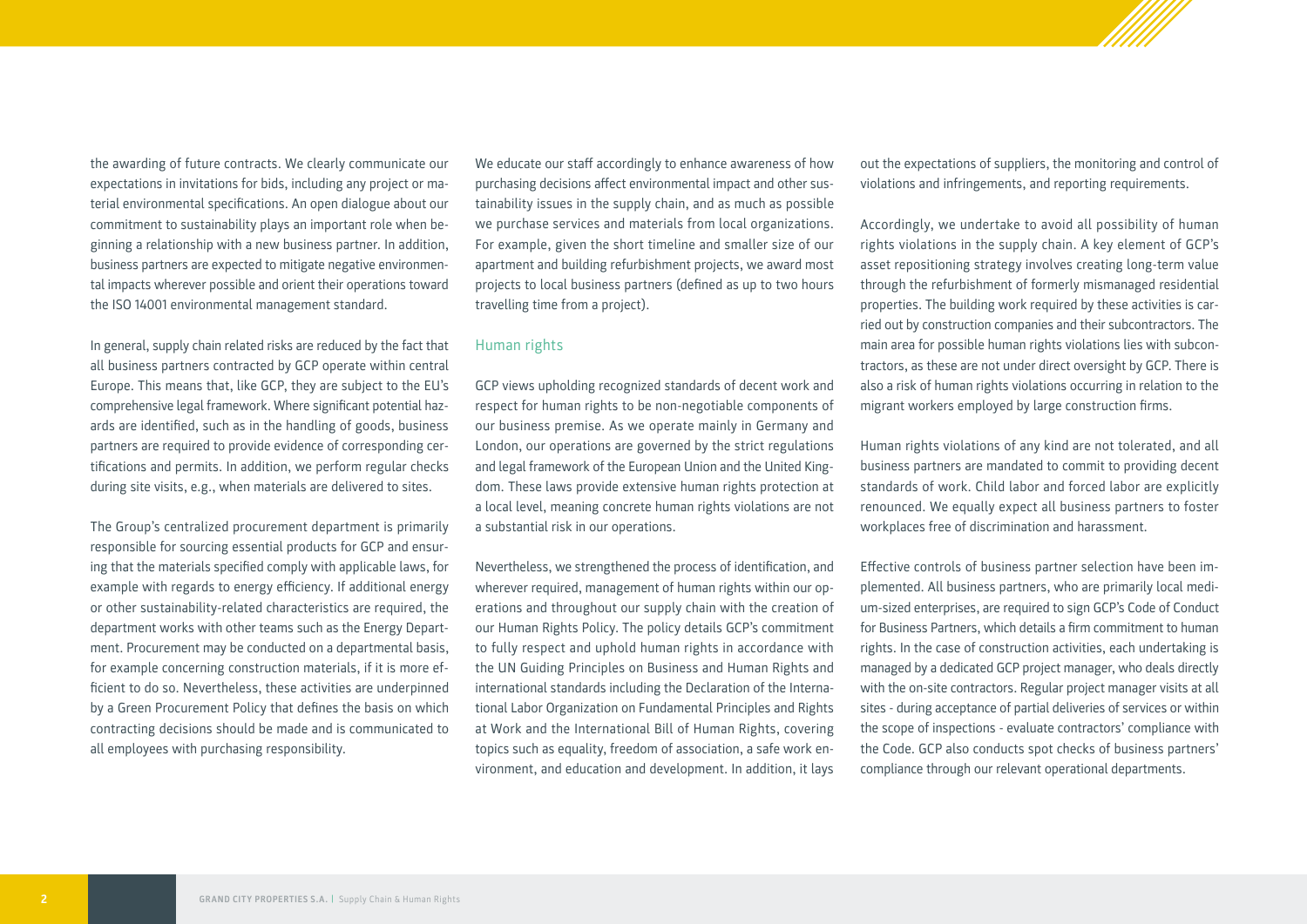the awarding of future contracts. We clearly communicate our expectations in invitations for bids, including any project or material environmental specifications. An open dialogue about our commitment to sustainability plays an important role when beginning a relationship with a new business partner. In addition, business partners are expected to mitigate negative environmental impacts wherever possible and orient their operations toward the ISO 14001 environmental management standard.

In general, supply chain related risks are reduced by the fact that all business partners contracted by GCP operate within central Europe. This means that, like GCP, they are subject to the EU's comprehensive legal framework. Where significant potential hazards are identified, such as in the handling of goods, business partners are required to provide evidence of corresponding certifications and permits. In addition, we perform regular checks during site visits, e.g., when materials are delivered to sites.

The Group's centralized procurement department is primarily responsible for sourcing essential products for GCP and ensuring that the materials specified comply with applicable laws, for example with regards to energy efficiency. If additional energy or other sustainability-related characteristics are required, the department works with other teams such as the Energy Department. Procurement may be conducted on a departmental basis, for example concerning construction materials, if it is more efficient to do so. Nevertheless, these activities are underpinned by a Green Procurement Policy that defines the basis on which contracting decisions should be made and is communicated to all employees with purchasing responsibility.

We educate our staff accordingly to enhance awareness of how purchasing decisions affect environmental impact and other sustainability issues in the supply chain, and as much as possible we purchase services and materials from local organizations. For example, given the short timeline and smaller size of our apartment and building refurbishment projects, we award most projects to local business partners (defined as up to two hours travelling time from a project).

## Human rights

GCP views upholding recognized standards of decent work and respect for human rights to be non-negotiable components of our business premise. As we operate mainly in Germany and London, our operations are governed by the strict regulations and legal framework of the European Union and the United Kingdom. These laws provide extensive human rights protection at a local level, meaning concrete human rights violations are not a substantial risk in our operations.

Nevertheless, we strengthened the process of identification, and wherever required, management of human rights within our operations and throughout our supply chain with the creation of our Human Rights Policy. The policy details GCP's commitment to fully respect and uphold human rights in accordance with the UN Guiding Principles on Business and Human Rights and international standards including the Declaration of the International Labor Organization on Fundamental Principles and Rights at Work and the International Bill of Human Rights, covering topics such as equality, freedom of association, a safe work environment, and education and development. In addition, it lays out the expectations of suppliers, the monitoring and control of violations and infringements, and reporting requirements.

Accordingly, we undertake to avoid all possibility of human rights violations in the supply chain. A key element of GCP's asset repositioning strategy involves creating long-term value through the refurbishment of formerly mismanaged residential properties. The building work required by these activities is carried out by construction companies and their subcontractors. The main area for possible human rights violations lies with subcontractors, as these are not under direct oversight by GCP. There is also a risk of human rights violations occurring in relation to the migrant workers employed by large construction firms.

Human rights violations of any kind are not tolerated, and all business partners are mandated to commit to providing decent standards of work. Child labor and forced labor are explicitly renounced. We equally expect all business partners to foster workplaces free of discrimination and harassment.

Effective controls of business partner selection have been implemented. All business partners, who are primarily local medium-sized enterprises, are required to sign GCP's Code of Conduct for Business Partners, which details a firm commitment to human rights. In the case of construction activities, each undertaking is managed by a dedicated GCP project manager, who deals directly with the on-site contractors. Regular project manager visits at all sites - during acceptance of partial deliveries of services or within the scope of inspections - evaluate contractors' compliance with the Code. GCP also conducts spot checks of business partners' compliance through our relevant operational departments.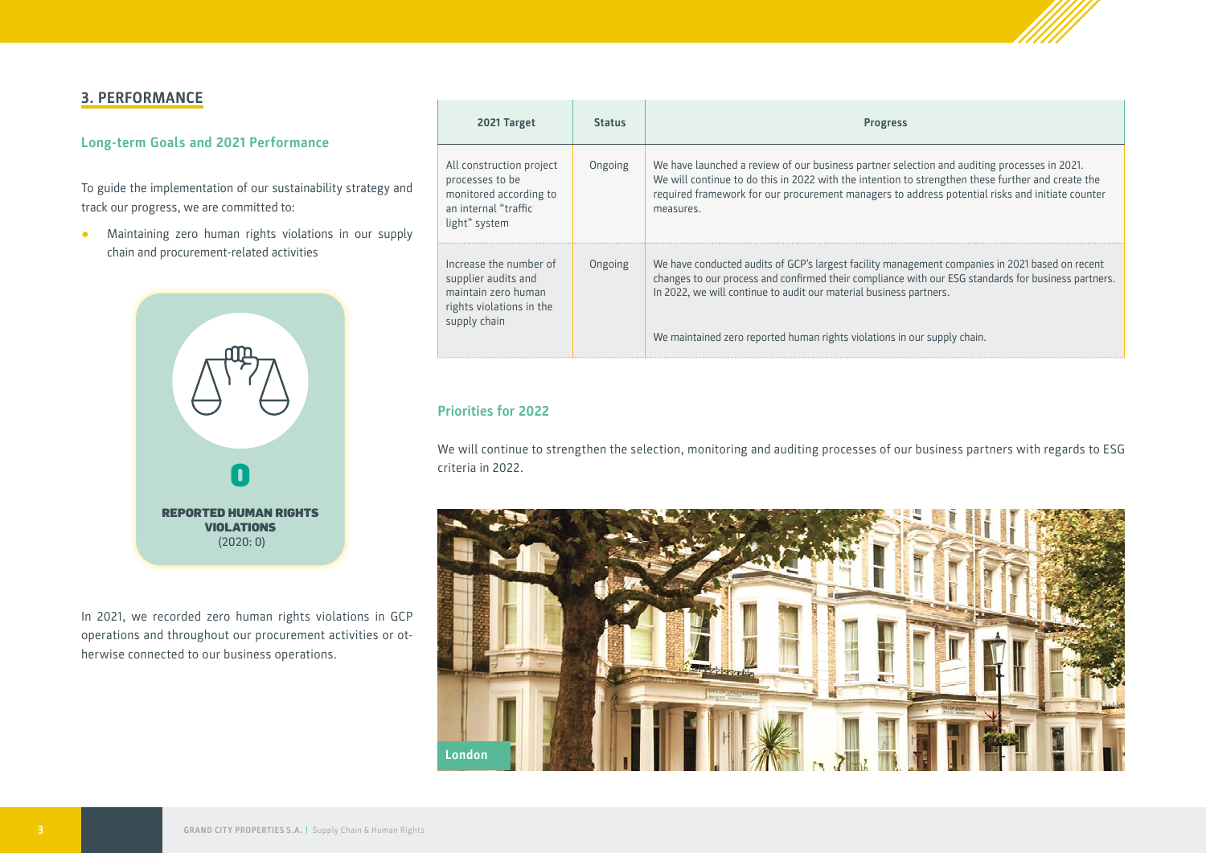## 3. PERFORMANCE

### Long-term Goals and 2021 Performance

To guide the implementation of our sustainability strategy and track our progress, we are committed to:

- Maintaining zero human rights violations in our supply chain and procurement-related activities

0

REPORTED HUMAN RIGHTS VIOLATIONS

(2020: 0)

In 2021, we recorded zero human rights violations in GCP operations and throughout our procurement activities or otherwise connected to our business operations.

| 2021 Target | Status | Progress |
|---|---|---|
| All construction project processes to be monitored according to an internal "traffic light" system | Ongoing | We have launched a review of our business partner selection and auditing processes in 2021. We will continue to do this in 2022 with the intention to strengthen these further and create the required framework for our procurement managers to address potential risks and initiate counter measures. |
| Increase the number of supplier audits and maintain zero human rights violations in the supply chain | Ongoing | We have conducted audits of GCP's largest facility management companies in 2021 based on recent changes to our process and confirmed their compliance with our ESG standards for business partners. In 2022, we will continue to audit our material business partners.<br><br>We maintained zero reported human rights violations in our supply chain. |

### Priorities for 2022

We will continue to strengthen the selection, monitoring and auditing processes of our business partners with regards to ESG criteria in 2022.

London